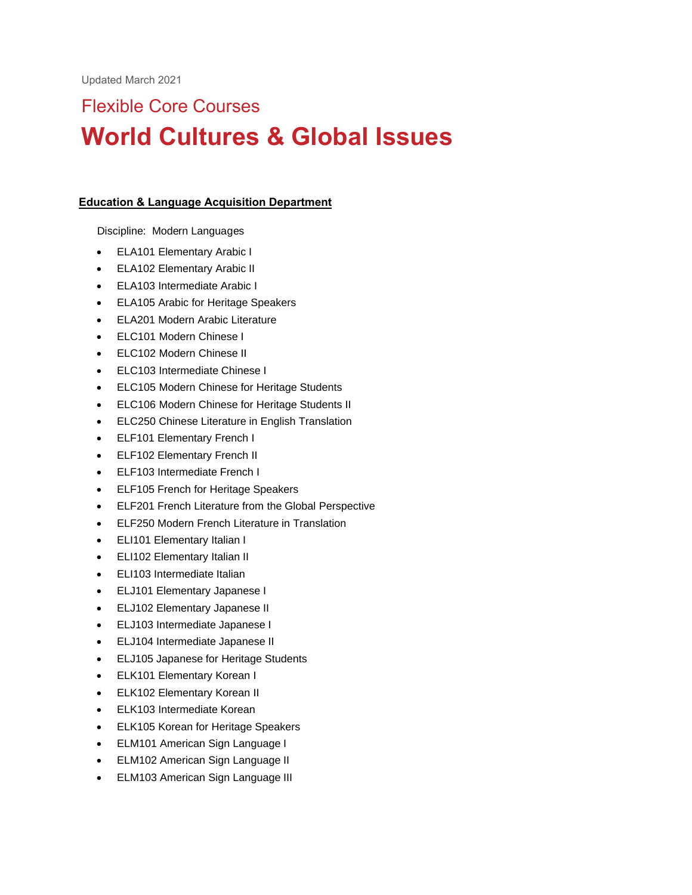Updated March 2021

## Flexible Core Courses

# World Cultures & Global Issues

**Education & Language Acquisition Department**

Discipline: Modern Languages

- ELA101 Elementary Arabic I
- ELA102 Elementary Arabic II
- ELA103 Intermediate Arabic I
- ELA105 Arabic for Heritage Speakers
- ELA201 Modern Arabic Literature
- ELC101 Modern Chinese I
- ELC102 Modern Chinese II
- ELC103 Intermediate Chinese I
- ELC105 Modern Chinese for Heritage Students
- ELC106 Modern Chinese for Heritage Students II
- ELC250 Chinese Literature in English Translation
- ELF101 Elementary French I
- ELF102 Elementary French II
- ELF103 Intermediate French I
- ELF105 French for Heritage Speakers
- ELF201 French Literature from the Global Perspective
- ELF250 Modern French Literature in Translation
- ELI101 Elementary Italian I
- ELI102 Elementary Italian II
- ELI103 Intermediate Italian
- ELJ101 Elementary Japanese I
- ELJ102 Elementary Japanese II
- ELJ103 Intermediate Japanese I
- ELJ104 Intermediate Japanese II
- ELJ105 Japanese for Heritage Students
- ELK101 Elementary Korean I
- ELK102 Elementary Korean II
- ELK103 Intermediate Korean
- ELK105 Korean for Heritage Speakers
- ELM101 American Sign Language I
- ELM102 American Sign Language II
- ELM103 American Sign Language III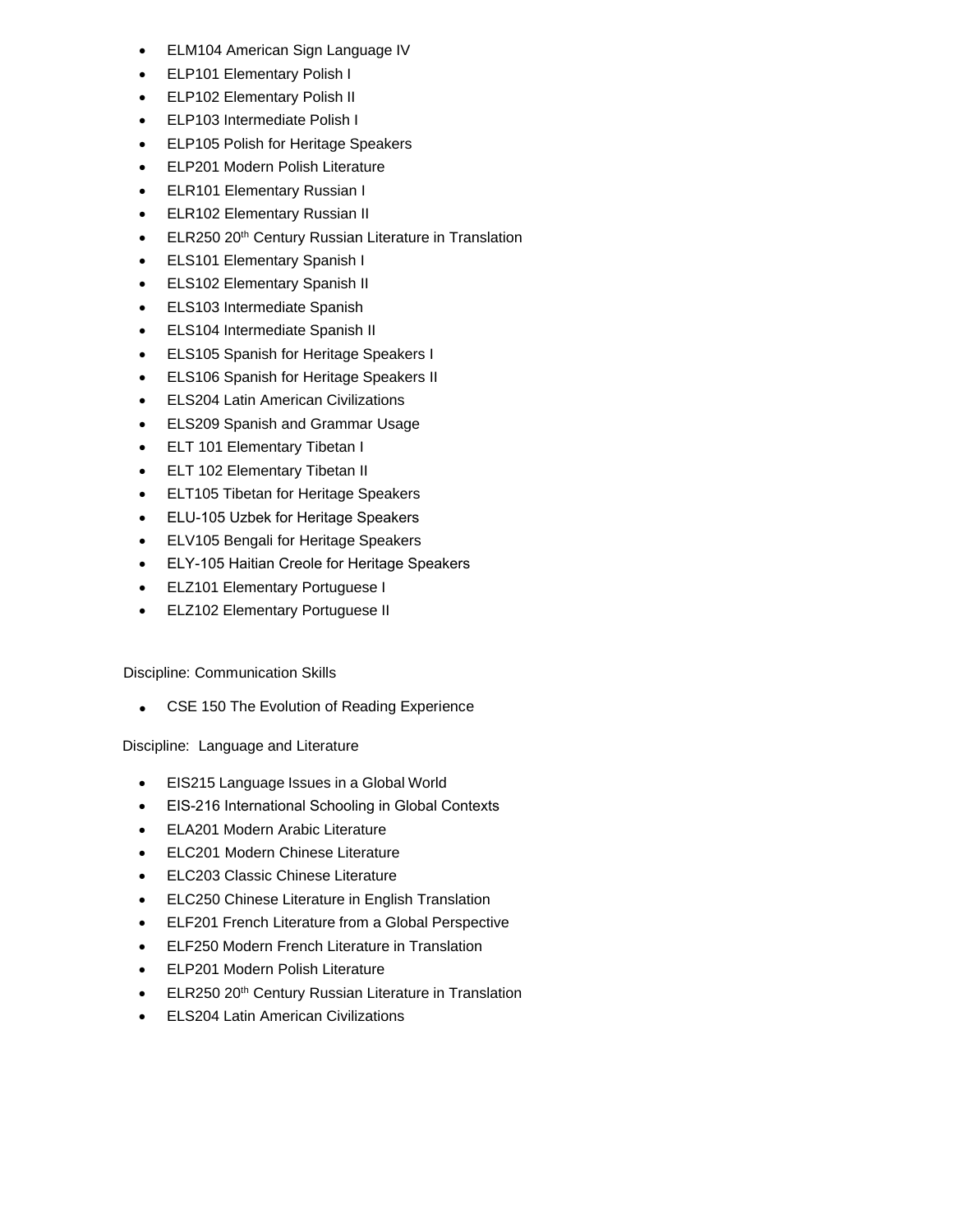- ELM104 American Sign Language IV
- ELP101 Elementary Polish I
- ELP102 Elementary Polish II
- ELP103 Intermediate Polish I
- ELP105 Polish for Heritage Speakers
- ELP201 Modern Polish Literature
- ELR101 Elementary Russian I
- ELR102 Elementary Russian II
- ELR250 20th Century Russian Literature in Translation
- ELS101 Elementary Spanish I
- ELS102 Elementary Spanish II
- ELS103 Intermediate Spanish
- ELS104 Intermediate Spanish II
- ELS105 Spanish for Heritage Speakers I
- ELS106 Spanish for Heritage Speakers II
- ELS204 Latin American Civilizations
- ELS209 Spanish and Grammar Usage
- ELT 101 Elementary Tibetan I
- ELT 102 Elementary Tibetan II
- ELT105 Tibetan for Heritage Speakers
- ELU-105 Uzbek for Heritage Speakers
- ELV105 Bengali for Heritage Speakers
- ELY-105 Haitian Creole for Heritage Speakers
- ELZ101 Elementary Portuguese I
- ELZ102 Elementary Portuguese II

Discipline: Communication Skills

- CSE 150 The Evolution of Reading Experience

Discipline: Language and Literature

- EIS215 Language Issues in a Global World
- EIS-216 International Schooling in Global Contexts
- ELA201 Modern Arabic Literature
- ELC201 Modern Chinese Literature
- ELC203 Classic Chinese Literature
- ELC250 Chinese Literature in English Translation
- ELF201 French Literature from a Global Perspective
- ELF250 Modern French Literature in Translation
- ELP201 Modern Polish Literature
- ELR250 20th Century Russian Literature in Translation
- ELS204 Latin American Civilizations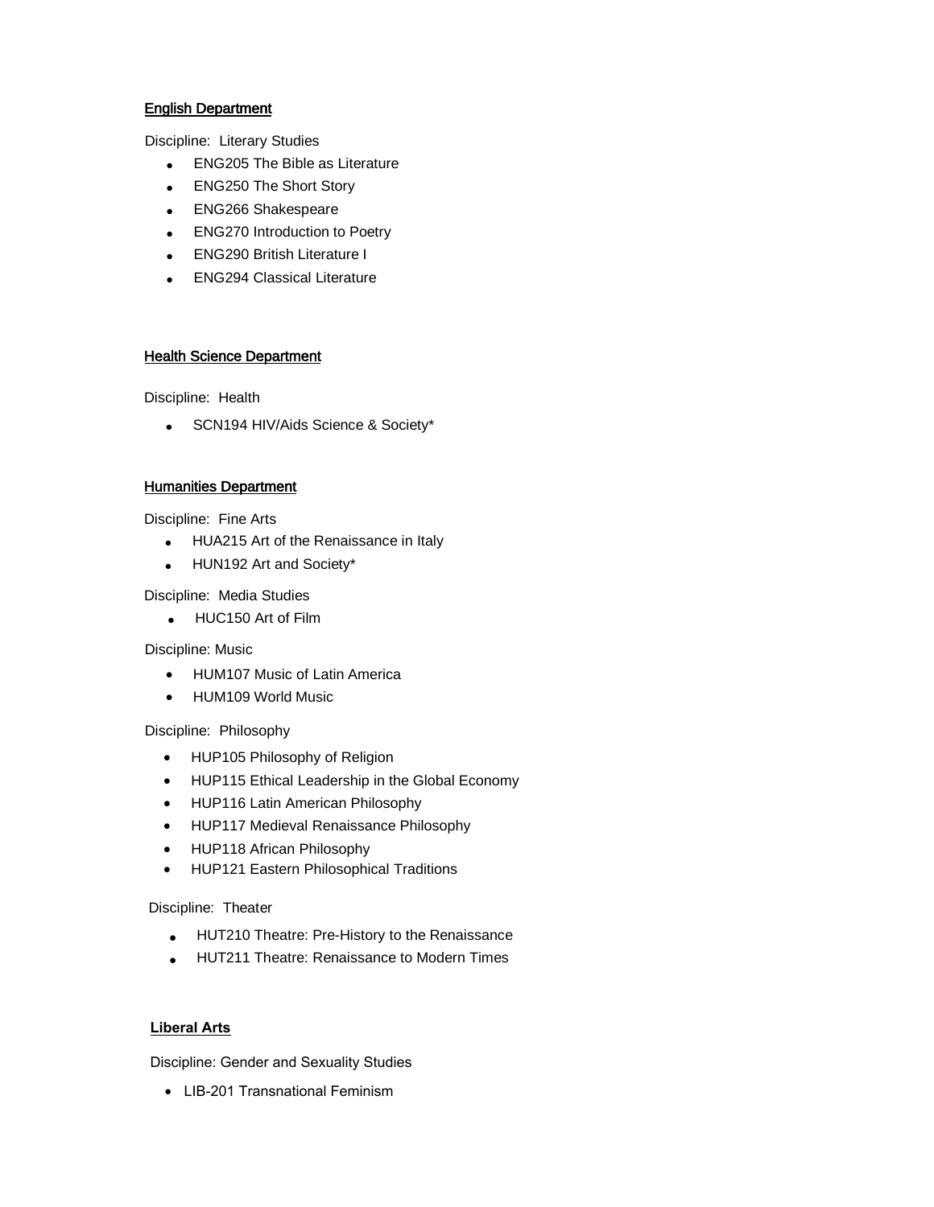**English Department**

Discipline: Literary Studies

- ENG205 The Bible as Literature
- ENG250 The Short Story
- ENG266 Shakespeare
- ENG270 Introduction to Poetry
- ENG290 British Literature I
- ENG294 Classical Literature

**Health Science Department**

Discipline: Health

- SCN194 HIV/Aids Science & Society*

**Humanities Department**

Discipline: Fine Arts

- HUA215 Art of the Renaissance in Italy
- HUN192 Art and Society*

Discipline: Media Studies

- HUC150 Art of Film

Discipline: Music

- HUM107 Music of Latin America
- HUM109 World Music

Discipline: Philosophy

- HUP105 Philosophy of Religion
- HUP115 Ethical Leadership in the Global Economy
- HUP116 Latin American Philosophy
- HUP117 Medieval Renaissance Philosophy
- HUP118 African Philosophy
- HUP121 Eastern Philosophical Traditions

Discipline: Theater

- HUT210 Theatre: Pre-History to the Renaissance
- HUT211 Theatre: Renaissance to Modern Times

**Liberal Arts**

Discipline: Gender and Sexuality Studies

- LIB-201 Transnational Feminism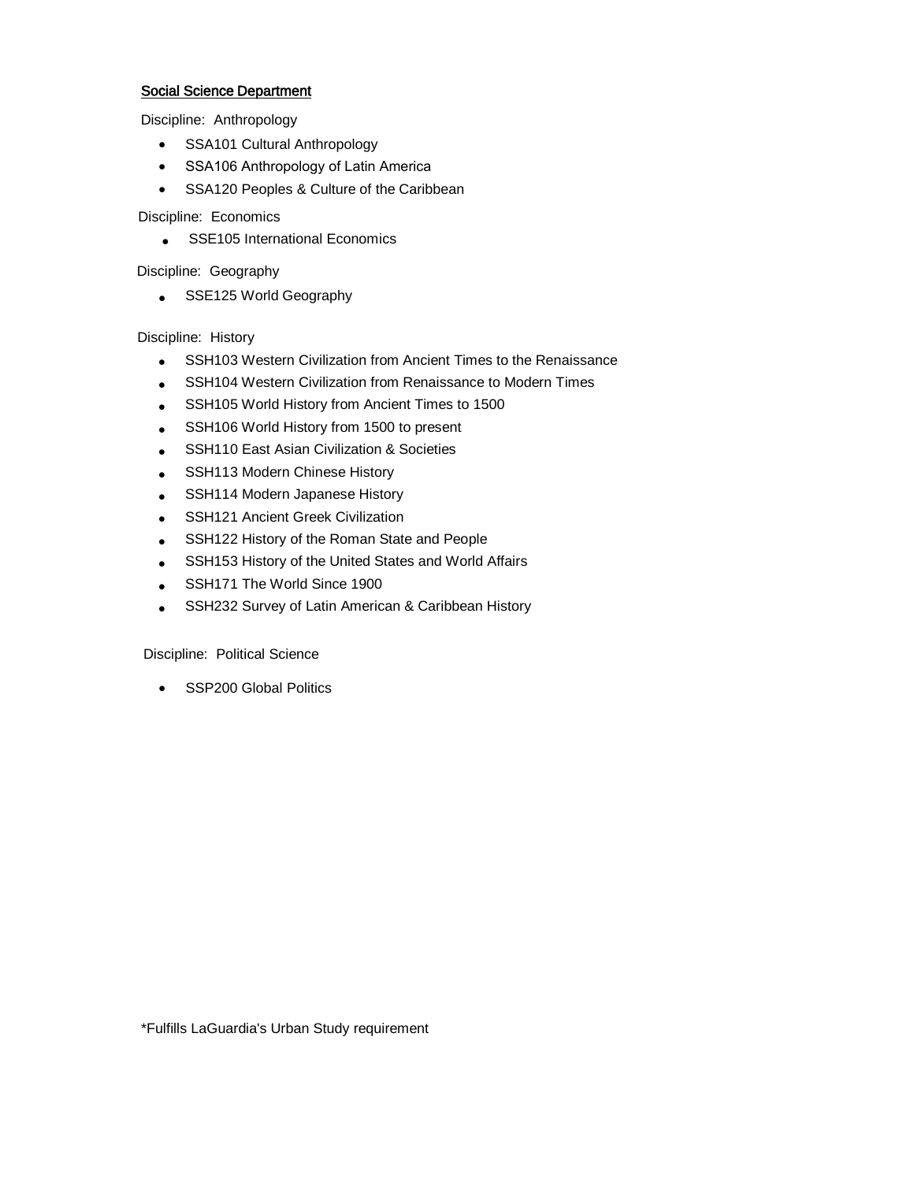<u>Social Science Department</u>

Discipline: Anthropology

- SSA101 Cultural Anthropology
- SSA106 Anthropology of Latin America
- SSA120 Peoples & Culture of the Caribbean

Discipline: Economics

- SSE105 International Economics

Discipline: Geography

- SSE125 World Geography

Discipline: History

- SSH103 Western Civilization from Ancient Times to the Renaissance
- SSH104 Western Civilization from Renaissance to Modern Times
- SSH105 World History from Ancient Times to 1500
- SSH106 World History from 1500 to present
- SSH110 East Asian Civilization & Societies
- SSH113 Modern Chinese History
- SSH114 Modern Japanese History
- SSH121 Ancient Greek Civilization
- SSH122 History of the Roman State and People
- SSH153 History of the United States and World Affairs
- SSH171 The World Since 1900
- SSH232 Survey of Latin American & Caribbean History

Discipline: Political Science

- SSP200 Global Politics

*Fulfills LaGuardia's Urban Study requirement